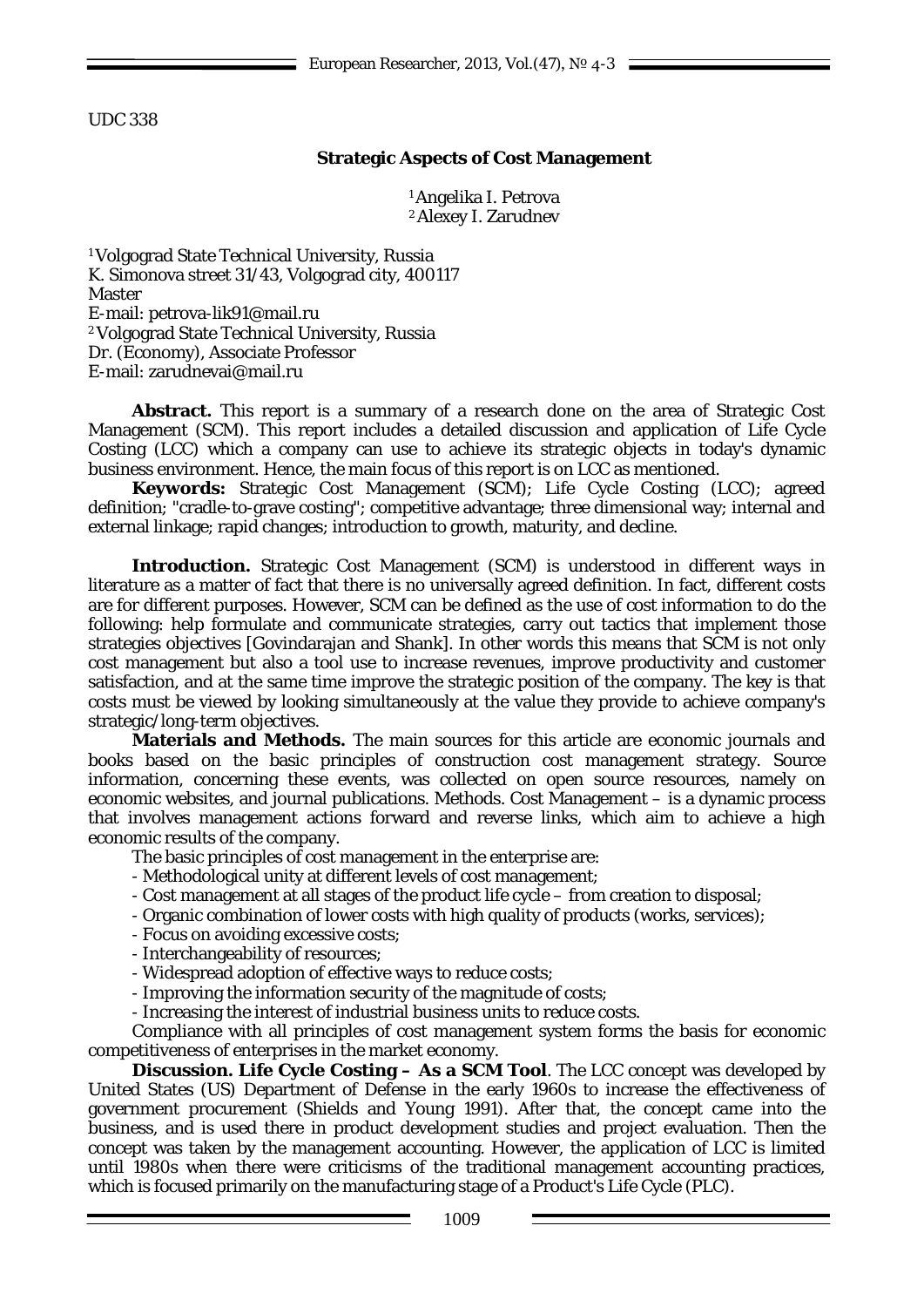UDC 338

## Strategic Aspects of Cost Management

[1] Angelika I. Petrova
[2] Alexey I. Zarudnev

[1] Volgograd State Technical University, Russia
K. Simonova street 31/43, Volgograd city, 400117
Master
E-mail: petrova-lik91@mail.ru
[2] Volgograd State Technical University, Russia
Dr. (Economy), Associate Professor
E-mail: zarudnevai@mail.ru

**Abstract.** This report is a summary of a research done on the area of Strategic Cost Management (SCM). This report includes a detailed discussion and application of Life Cycle Costing (LCC) which a company can use to achieve its strategic objects in today's dynamic business environment. Hence, the main focus of this report is on LCC as mentioned.

**Keywords:** Strategic Cost Management (SCM); Life Cycle Costing (LCC); agreed definition; "cradle-to-grave costing"; competitive advantage; three dimensional way; internal and external linkage; rapid changes; introduction to growth, maturity, and decline.

**Introduction.** Strategic Cost Management (SCM) is understood in different ways in literature as a matter of fact that there is no universally agreed definition. In fact, different costs are for different purposes. However, SCM can be defined as the use of cost information to do the following: help formulate and communicate strategies, carry out tactics that implement those strategies objectives [Govindarajan and Shank]. In other words this means that SCM is not only cost management but also a tool use to increase revenues, improve productivity and customer satisfaction, and at the same time improve the strategic position of the company. The key is that costs must be viewed by looking simultaneously at the value they provide to achieve company's strategic/long-term objectives.

**Materials and Methods.** The main sources for this article are economic journals and books based on the basic principles of construction cost management strategy. Source information, concerning these events, was collected on open source resources, namely on economic websites, and journal publications. Methods. Cost Management – is a dynamic process that involves management actions forward and reverse links, which aim to achieve a high economic results of the company.

The basic principles of cost management in the enterprise are:

- Methodological unity at different levels of cost management;
- Cost management at all stages of the product life cycle – from creation to disposal;
- Organic combination of lower costs with high quality of products (works, services);
- Focus on avoiding excessive costs;
- Interchangeability of resources;
- Widespread adoption of effective ways to reduce costs;
- Improving the information security of the magnitude of costs;
- Increasing the interest of industrial business units to reduce costs.

Compliance with all principles of cost management system forms the basis for economic competitiveness of enterprises in the market economy.

**Discussion. Life Cycle Costing – As a SCM Tool**. The LCC concept was developed by United States (US) Department of Defense in the early 1960s to increase the effectiveness of government procurement (Shields and Young 1991). After that, the concept came into the business, and is used there in product development studies and project evaluation. Then the concept was taken by the management accounting. However, the application of LCC is limited until 1980s when there were criticisms of the traditional management accounting practices, which is focused primarily on the manufacturing stage of a Product's Life Cycle (PLC).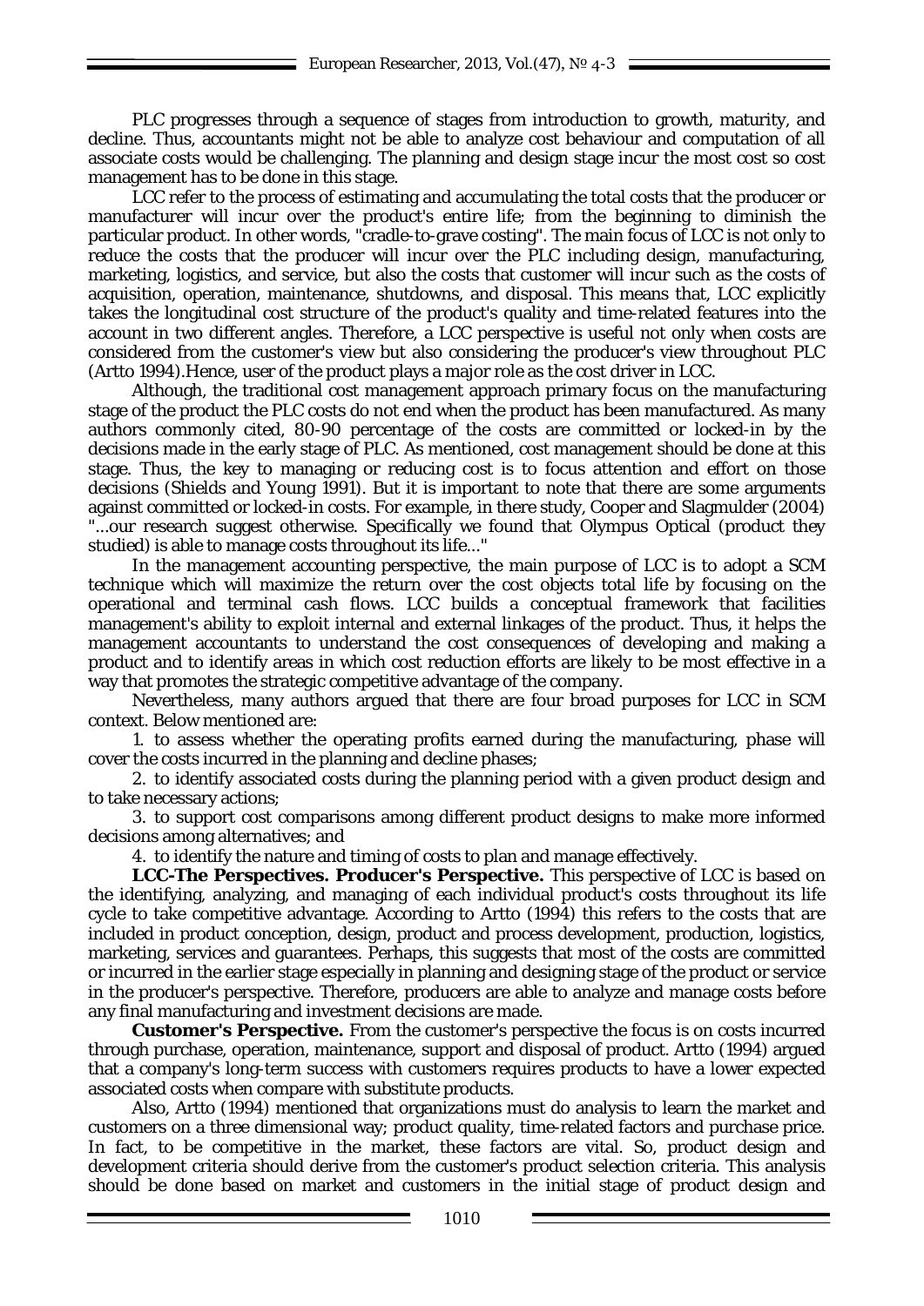PLC progresses through a sequence of stages from introduction to growth, maturity, and decline. Thus, accountants might not be able to analyze cost behaviour and computation of all associate costs would be challenging. The planning and design stage incur the most cost so cost management has to be done in this stage.

LCC refer to the process of estimating and accumulating the total costs that the producer or manufacturer will incur over the product's entire life; from the beginning to diminish the particular product. In other words, "cradle-to-grave costing". The main focus of LCC is not only to reduce the costs that the producer will incur over the PLC including design, manufacturing, marketing, logistics, and service, but also the costs that customer will incur such as the costs of acquisition, operation, maintenance, shutdowns, and disposal. This means that, LCC explicitly takes the longitudinal cost structure of the product's quality and time-related features into the account in two different angles. Therefore, a LCC perspective is useful not only when costs are considered from the customer's view but also considering the producer's view throughout PLC (Artto 1994).Hence, user of the product plays a major role as the cost driver in LCC.

Although, the traditional cost management approach primary focus on the manufacturing stage of the product the PLC costs do not end when the product has been manufactured. As many authors commonly cited, 80-90 percentage of the costs are committed or locked-in by the decisions made in the early stage of PLC. As mentioned, cost management should be done at this stage. Thus, the key to managing or reducing cost is to focus attention and effort on those decisions (Shields and Young 1991). But it is important to note that there are some arguments against committed or locked-in costs. For example, in there study, Cooper and Slagmulder (2004) "...our research suggest otherwise. Specifically we found that Olympus Optical (product they studied) is able to manage costs throughout its life..."

In the management accounting perspective, the main purpose of LCC is to adopt a SCM technique which will maximize the return over the cost objects total life by focusing on the operational and terminal cash flows. LCC builds a conceptual framework that facilities management's ability to exploit internal and external linkages of the product. Thus, it helps the management accountants to understand the cost consequences of developing and making a product and to identify areas in which cost reduction efforts are likely to be most effective in a way that promotes the strategic competitive advantage of the company.

Nevertheless, many authors argued that there are four broad purposes for LCC in SCM context. Below mentioned are:

1. to assess whether the operating profits earned during the manufacturing, phase will cover the costs incurred in the planning and decline phases;
2. to identify associated costs during the planning period with a given product design and to take necessary actions;
3. to support cost comparisons among different product designs to make more informed decisions among alternatives; and
4. to identify the nature and timing of costs to plan and manage effectively.

**LCC-The Perspectives. Producer's Perspective.** This perspective of LCC is based on the identifying, analyzing, and managing of each individual product's costs throughout its life cycle to take competitive advantage. According to Artto (1994) this refers to the costs that are included in product conception, design, product and process development, production, logistics, marketing, services and guarantees. Perhaps, this suggests that most of the costs are committed or incurred in the earlier stage especially in planning and designing stage of the product or service in the producer's perspective. Therefore, producers are able to analyze and manage costs before any final manufacturing and investment decisions are made.

**Customer's Perspective.** From the customer's perspective the focus is on costs incurred through purchase, operation, maintenance, support and disposal of product. Artto (1994) argued that a company's long-term success with customers requires products to have a lower expected associated costs when compare with substitute products.

Also, Artto (1994) mentioned that organizations must do analysis to learn the market and customers on a three dimensional way; product quality, time-related factors and purchase price. In fact, to be competitive in the market, these factors are vital. So, product design and development criteria should derive from the customer's product selection criteria. This analysis should be done based on market and customers in the initial stage of product design and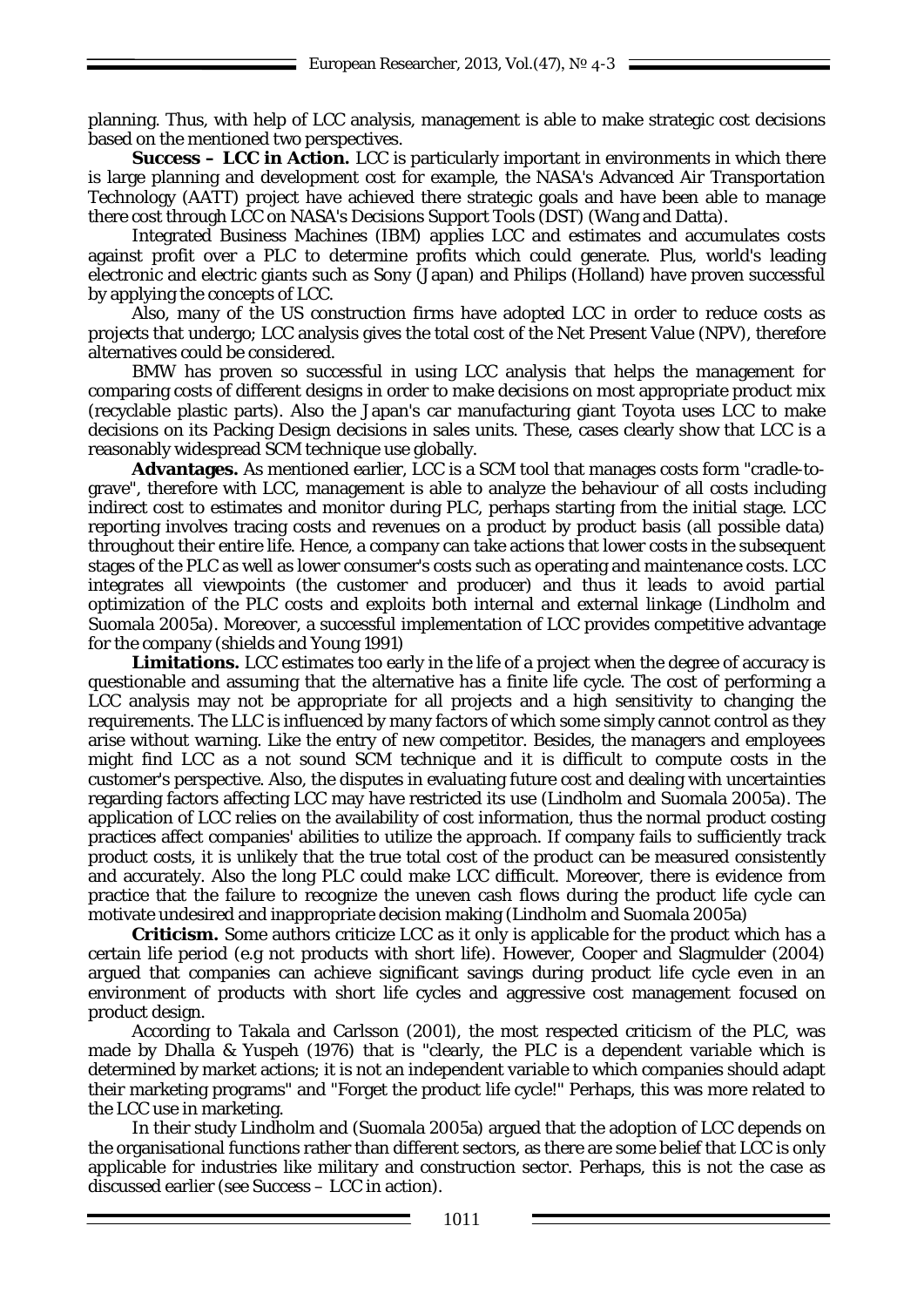planning. Thus, with help of LCC analysis, management is able to make strategic cost decisions based on the mentioned two perspectives.

**Success – LCC in Action.** LCC is particularly important in environments in which there is large planning and development cost for example, the NASA's Advanced Air Transportation Technology (AATT) project have achieved there strategic goals and have been able to manage there cost through LCC on NASA's Decisions Support Tools (DST) (Wang and Datta).

Integrated Business Machines (IBM) applies LCC and estimates and accumulates costs against profit over a PLC to determine profits which could generate. Plus, world's leading electronic and electric giants such as Sony (Japan) and Philips (Holland) have proven successful by applying the concepts of LCC.

Also, many of the US construction firms have adopted LCC in order to reduce costs as projects that undergo; LCC analysis gives the total cost of the Net Present Value (NPV), therefore alternatives could be considered.

BMW has proven so successful in using LCC analysis that helps the management for comparing costs of different designs in order to make decisions on most appropriate product mix (recyclable plastic parts). Also the Japan's car manufacturing giant Toyota uses LCC to make decisions on its Packing Design decisions in sales units. These, cases clearly show that LCC is a reasonably widespread SCM technique use globally.

**Advantages.** As mentioned earlier, LCC is a SCM tool that manages costs form "cradle-to-grave", therefore with LCC, management is able to analyze the behaviour of all costs including indirect cost to estimates and monitor during PLC, perhaps starting from the initial stage. LCC reporting involves tracing costs and revenues on a product by product basis (all possible data) throughout their entire life. Hence, a company can take actions that lower costs in the subsequent stages of the PLC as well as lower consumer's costs such as operating and maintenance costs. LCC integrates all viewpoints (the customer and producer) and thus it leads to avoid partial optimization of the PLC costs and exploits both internal and external linkage (Lindholm and Suomala 2005a). Moreover, a successful implementation of LCC provides competitive advantage for the company (shields and Young 1991)

**Limitations.** LCC estimates too early in the life of a project when the degree of accuracy is questionable and assuming that the alternative has a finite life cycle. The cost of performing a LCC analysis may not be appropriate for all projects and a high sensitivity to changing the requirements. The LLC is influenced by many factors of which some simply cannot control as they arise without warning. Like the entry of new competitor. Besides, the managers and employees might find LCC as a not sound SCM technique and it is difficult to compute costs in the customer's perspective. Also, the disputes in evaluating future cost and dealing with uncertainties regarding factors affecting LCC may have restricted its use (Lindholm and Suomala 2005a). The application of LCC relies on the availability of cost information, thus the normal product costing practices affect companies' abilities to utilize the approach. If company fails to sufficiently track product costs, it is unlikely that the true total cost of the product can be measured consistently and accurately. Also the long PLC could make LCC difficult. Moreover, there is evidence from practice that the failure to recognize the uneven cash flows during the product life cycle can motivate undesired and inappropriate decision making (Lindholm and Suomala 2005a)

**Criticism.** Some authors criticize LCC as it only is applicable for the product which has a certain life period (e.g not products with short life). However, Cooper and Slagmulder (2004) argued that companies can achieve significant savings during product life cycle even in an environment of products with short life cycles and aggressive cost management focused on product design.

According to Takala and Carlsson (2001), the most respected criticism of the PLC, was made by Dhalla & Yuspeh (1976) that is "clearly, the PLC is a dependent variable which is determined by market actions; it is not an independent variable to which companies should adapt their marketing programs" and "Forget the product life cycle!" Perhaps, this was more related to the LCC use in marketing.

In their study Lindholm and (Suomala 2005a) argued that the adoption of LCC depends on the organisational functions rather than different sectors, as there are some belief that LCC is only applicable for industries like military and construction sector. Perhaps, this is not the case as discussed earlier (see Success – LCC in action).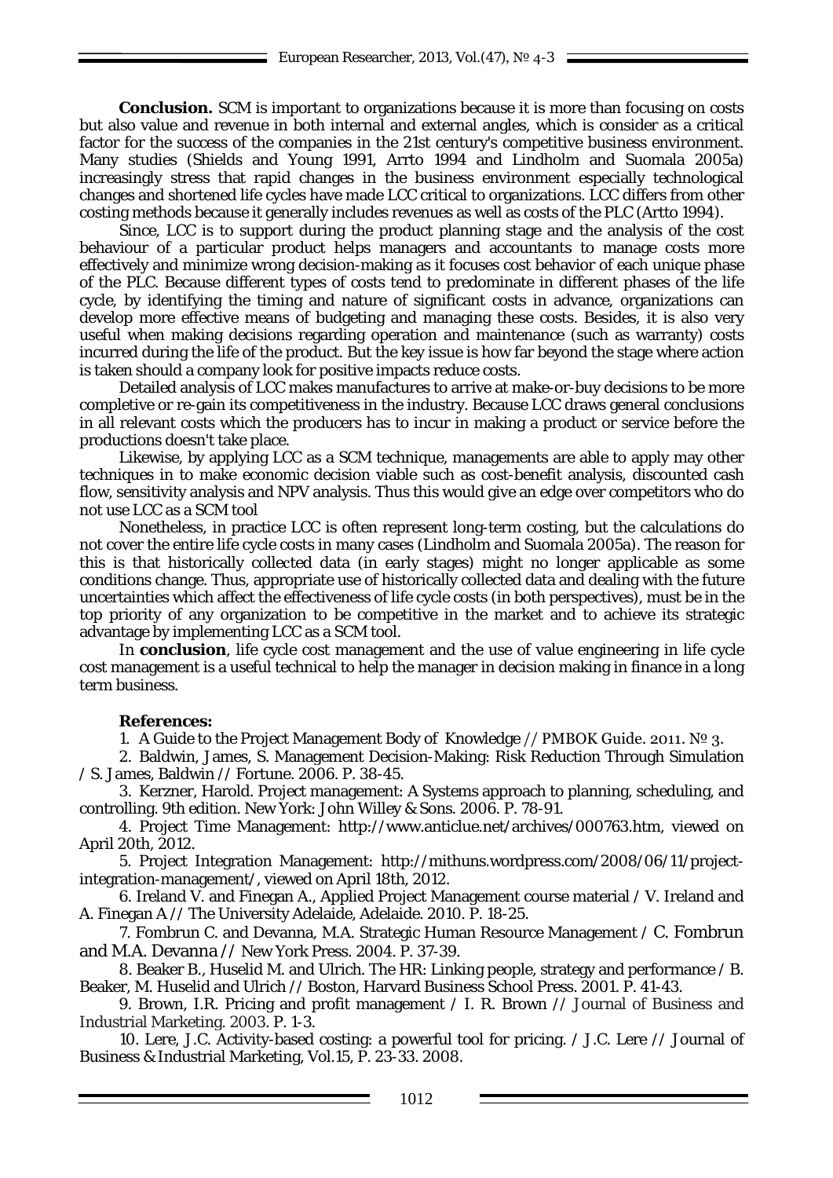**Conclusion.** SCM is important to organizations because it is more than focusing on costs but also value and revenue in both internal and external angles, which is consider as a critical factor for the success of the companies in the 21st century's competitive business environment. Many studies (Shields and Young 1991, Arrto 1994 and Lindholm and Suomala 2005a) increasingly stress that rapid changes in the business environment especially technological changes and shortened life cycles have made LCC critical to organizations. LCC differs from other costing methods because it generally includes revenues as well as costs of the PLC (Artto 1994).

Since, LCC is to support during the product planning stage and the analysis of the cost behaviour of a particular product helps managers and accountants to manage costs more effectively and minimize wrong decision-making as it focuses cost behavior of each unique phase of the PLC. Because different types of costs tend to predominate in different phases of the life cycle, by identifying the timing and nature of significant costs in advance, organizations can develop more effective means of budgeting and managing these costs. Besides, it is also very useful when making decisions regarding operation and maintenance (such as warranty) costs incurred during the life of the product. But the key issue is how far beyond the stage where action is taken should a company look for positive impacts reduce costs.

Detailed analysis of LCC makes manufactures to arrive at make-or-buy decisions to be more completive or re-gain its competitiveness in the industry. Because LCC draws general conclusions in all relevant costs which the producers has to incur in making a product or service before the productions doesn't take place.

Likewise, by applying LCC as a SCM technique, managements are able to apply may other techniques in to make economic decision viable such as cost-benefit analysis, discounted cash flow, sensitivity analysis and NPV analysis. Thus this would give an edge over competitors who do not use LCC as a SCM tool

Nonetheless, in practice LCC is often represent long-term costing, but the calculations do not cover the entire life cycle costs in many cases (Lindholm and Suomala 2005a). The reason for this is that historically collected data (in early stages) might no longer applicable as some conditions change. Thus, appropriate use of historically collected data and dealing with the future uncertainties which affect the effectiveness of life cycle costs (in both perspectives), must be in the top priority of any organization to be competitive in the market and to achieve its strategic advantage by implementing LCC as a SCM tool.

In **conclusion**, life cycle cost management and the use of value engineering in life cycle cost management is a useful technical to help the manager in decision making in finance in a long term business.

**References:**

1. A Guide to the Project Management Body of Knowledge // PMBOK Guide. 2011. № 3.
2. Baldwin, James, S. Management Decision-Making: Risk Reduction Through Simulation / S. James, Baldwin // Fortune. 2006. P. 38-45.
3. Kerzner, Harold. Project management: A Systems approach to planning, scheduling, and controlling. 9th edition. New York: John Willey & Sons. 2006. P. 78-91.
4. Project Time Management: http://www.anticlue.net/archives/000763.htm, viewed on April 20th, 2012.
5. Project Integration Management: http://mithuns.wordpress.com/2008/06/11/project-integration-management/, viewed on April 18th, 2012.
6. Ireland V. and Finegan A., Applied Project Management course material / V. Ireland and A. Finegan A // The University Adelaide, Adelaide. 2010. P. 18-25.
7. Fombrun C. and Devanna, M.A. Strategic Human Resource Management / C. Fombrun and M.A. Devanna // New York Press. 2004. P. 37-39.
8. Beaker B., Huselid M. and Ulrich. The HR: Linking people, strategy and performance / B. Beaker, M. Huselid and Ulrich // Boston, Harvard Business School Press. 2001. P. 41-43.
9. Brown, I.R. Pricing and profit management / I. R. Brown // Journal of Business and Industrial Marketing. 2003. P. 1-3.
10. Lere, J.C. Activity-based costing: a powerful tool for pricing. / J.C. Lere // Journal of Business & Industrial Marketing, Vol.15, P. 23-33. 2008.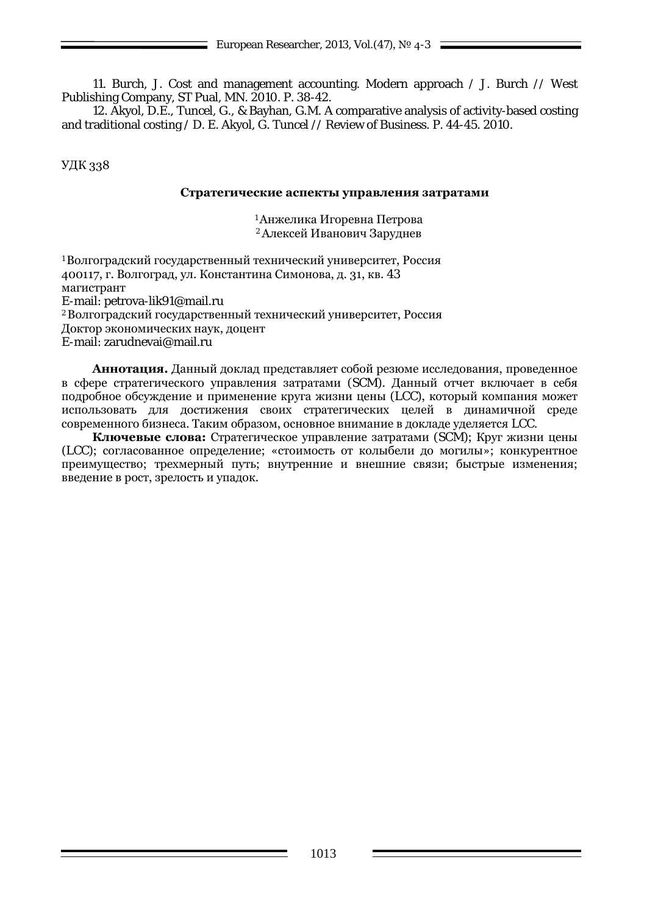11. Burch, J. Cost and management accounting. Modern approach / J. Burch // West Publishing Company, ST Pual, MN. 2010. P. 38-42.

12. Akyol, D.E., Tuncel, G., & Bayhan, G.M. A comparative analysis of activity-based costing and traditional costing / D. E. Akyol, G. Tuncel // Review of Business. P. 44-45. 2010.

УДК 338

## Стратегические аспекты управления затратами

[1]Анжелика Игоревна Петрова
[2]Алексей Иванович Заруднев

[1]Волгоградский государственный технический университет, Россия
400117, г. Волгоград, ул. Константина Симонова, д. 31, кв. 43
магистрант
E-mail: petrova-lik91@mail.ru
[2]Волгоградский государственный технический университет, Россия
Доктор экономических наук, доцент
E-mail: zarudnevai@mail.ru

**Аннотация.** Данный доклад представляет собой резюме исследования, проведенное в сфере стратегического управления затратами (SCM). Данный отчет включает в себя подробное обсуждение и применение круга жизни цены (LCC), который компания может использовать для достижения своих стратегических целей в динамичной среде современного бизнеса. Таким образом, основное внимание в докладе уделяется LCC.

**Ключевые слова:** Стратегическое управление затратами (SCM); Круг жизни цены (LCC); согласованное определение; «стоимость от колыбели до могилы»; конкурентное преимущество; трехмерный путь; внутренние и внешние связи; быстрые изменения; введение в рост, зрелость и упадок.